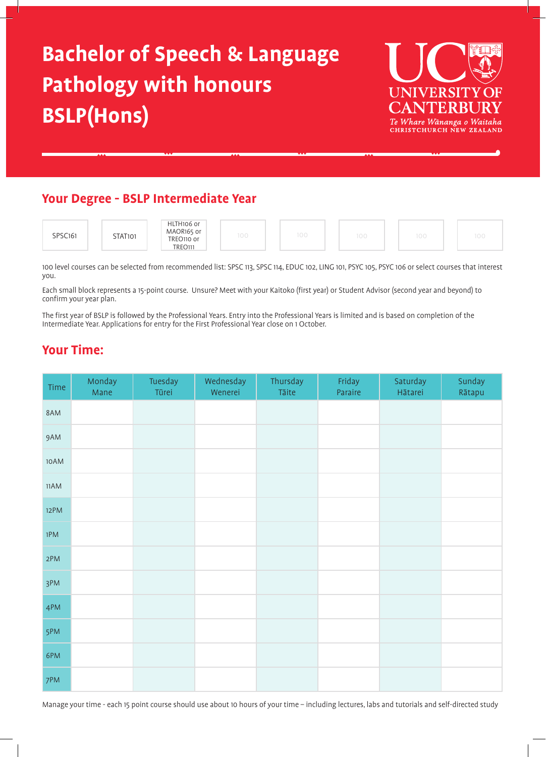# Bachelor of Speech & Language Pathology with honours BSLP(Hons)

UNIVERSITY OF CANTERBURY
*Te Whare Wānanga o Waitaha*
CHRISTCHURCH NEW ZEALAND

## Your Degree - BSLP Intermediate Year

| SPSC161 | STAT101 | HLTH106 or MAOR165 or TREO110 or TREO111 | 100 | 100 | 100 | 100 | 100 |
|---|---|---|---|---|---|---|---|

100 level courses can be selected from recommended list: SPSC 113, SPSC 114, EDUC 102, LING 101, PSYC 105, PSYC 106 or select courses that interest you.

Each small block represents a 15-point course. Unsure? Meet with your Kaitoko (first year) or Student Advisor (second year and beyond) to confirm your year plan.

The first year of BSLP is followed by the Professional Years. Entry into the Professional Years is limited and is based on completion of the Intermediate Year. Applications for entry for the First Professional Year close on 1 October.

## Your Time:

| Time | Monday Mane | Tuesday Tūrei | Wednesday Wenerei | Thursday Tāite | Friday Paraire | Saturday Hātarei | Sunday Rātapu |
|---|---|---|---|---|---|---|---|
| 8AM | | | | | | | |
| 9AM | | | | | | | |
| 10AM | | | | | | | |
| 11AM | | | | | | | |
| 12PM | | | | | | | |
| 1PM | | | | | | | |
| 2PM | | | | | | | |
| 3PM | | | | | | | |
| 4PM | | | | | | | |
| 5PM | | | | | | | |
| 6PM | | | | | | | |
| 7PM | | | | | | | |

Manage your time - each 15 point course should use about 10 hours of your time – including lectures, labs and tutorials and self-directed study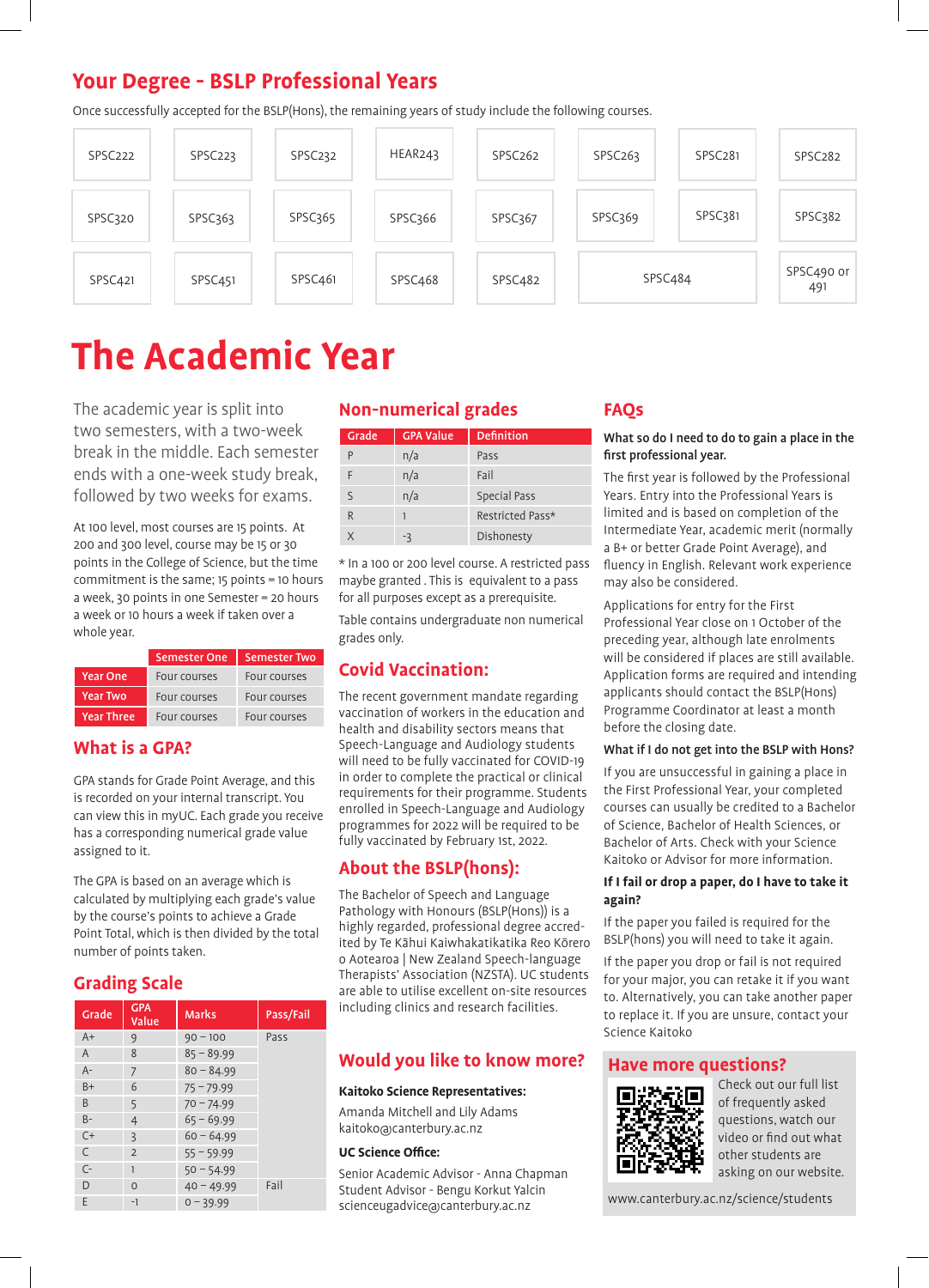## Your Degree - BSLP Professional Years

Once successfully accepted for the BSLP(Hons), the remaining years of study include the following courses.

| | | | | | | | |
|---|---|---|---|---|---|---|---|
| SPSC222 | SPSC223 | SPSC232 | HEAR243 | SPSC262 | SPSC263 | SPSC281 | SPSC282 |
| SPSC320 | SPSC363 | SPSC365 | SPSC366 | SPSC367 | SPSC369 | SPSC381 | SPSC382 |
| SPSC421 | SPSC451 | SPSC461 | SPSC468 | SPSC482 | SPSC484 | | SPSC490 or 491 |

# The Academic Year

The academic year is split into two semesters, with a two-week break in the middle. Each semester ends with a one-week study break, followed by two weeks for exams.

At 100 level, most courses are 15 points. At 200 and 300 level, course may be 15 or 30 points in the College of Science, but the time commitment is the same; 15 points = 10 hours a week, 30 points in one Semester = 20 hours a week or 10 hours a week if taken over a whole year.

| | Semester One | Semester Two |
|---|---|---|
| Year One | Four courses | Four courses |
| Year Two | Four courses | Four courses |
| Year Three | Four courses | Four courses |

## What is a GPA?

GPA stands for Grade Point Average, and this is recorded on your internal transcript. You can view this in myUC. Each grade you receive has a corresponding numerical grade value assigned to it.

The GPA is based on an average which is calculated by multiplying each grade's value by the course's points to achieve a Grade Point Total, which is then divided by the total number of points taken.

## Grading Scale

| Grade | GPA Value | Marks | Pass/Fail |
|---|---|---|---|
| A+ | 9 | 90 – 100 | Pass |
| A | 8 | 85 – 89.99 | |
| A- | 7 | 80 – 84.99 | |
| B+ | 6 | 75 – 79.99 | |
| B | 5 | 70 – 74.99 | |
| B- | 4 | 65 – 69.99 | |
| C+ | 3 | 60 – 64.99 | |
| C | 2 | 55 – 59.99 | |
| C- | 1 | 50 – 54.99 | |
| D | 0 | 40 – 49.99 | Fail |
| E | -1 | 0 – 39.99 | |

## Non-numerical grades

| Grade | GPA Value | Definition |
|---|---|---|
| P | n/a | Pass |
| F | n/a | Fail |
| S | n/a | Special Pass |
| R | 1 | Restricted Pass* |
| X | -3 | Dishonesty |

* In a 100 or 200 level course. A restricted pass maybe granted . This is equivalent to a pass for all purposes except as a prerequisite.

Table contains undergraduate non numerical grades only.

## Covid Vaccination:

The recent government mandate regarding vaccination of workers in the education and health and disability sectors means that Speech-Language and Audiology students will need to be fully vaccinated for COVID-19 in order to complete the practical or clinical requirements for their programme. Students enrolled in Speech-Language and Audiology programmes for 2022 will be required to be fully vaccinated by February 1st, 2022.

## About the BSLP(hons):

The Bachelor of Speech and Language Pathology with Honours (BSLP(Hons)) is a highly regarded, professional degree accredited by Te Kāhui Kaiwhakatikatika Reo Kōrero o Aotearoa | New Zealand Speech-language Therapists' Association (NZSTA). UC students are able to utilise excellent on-site resources including clinics and research facilities.

## Would you like to know more?

**Kaitoko Science Representatives:**

Amanda Mitchell and Lily Adams
kaitoko@canterbury.ac.nz

**UC Science Office:**

Senior Academic Advisor - Anna Chapman
Student Advisor - Bengu Korkut Yalcin
scienceugadvice@canterbury.ac.nz

## FAQs

**What so do I need to do to gain a place in the first professional year.**

The first year is followed by the Professional Years. Entry into the Professional Years is limited and is based on completion of the Intermediate Year, academic merit (normally a B+ or better Grade Point Average), and fluency in English. Relevant work experience may also be considered.

Applications for entry for the First Professional Year close on 1 October of the preceding year, although late enrolments will be considered if places are still available. Application forms are required and intending applicants should contact the BSLP(Hons) Programme Coordinator at least a month before the closing date.

**What if I do not get into the BSLP with Hons?**

If you are unsuccessful in gaining a place in the First Professional Year, your completed courses can usually be credited to a Bachelor of Science, Bachelor of Health Sciences, or Bachelor of Arts. Check with your Science Kaitoko or Advisor for more information.

**If I fail or drop a paper, do I have to take it again?**

If the paper you failed is required for the BSLP(hons) you will need to take it again.

If the paper you drop or fail is not required for your major, you can retake it if you want to. Alternatively, you can take another paper to replace it. If you are unsure, contact your Science Kaitoko

## Have more questions?

Check out our full list of frequently asked questions, watch our video or find out what other students are asking on our website.

www.canterbury.ac.nz/science/students